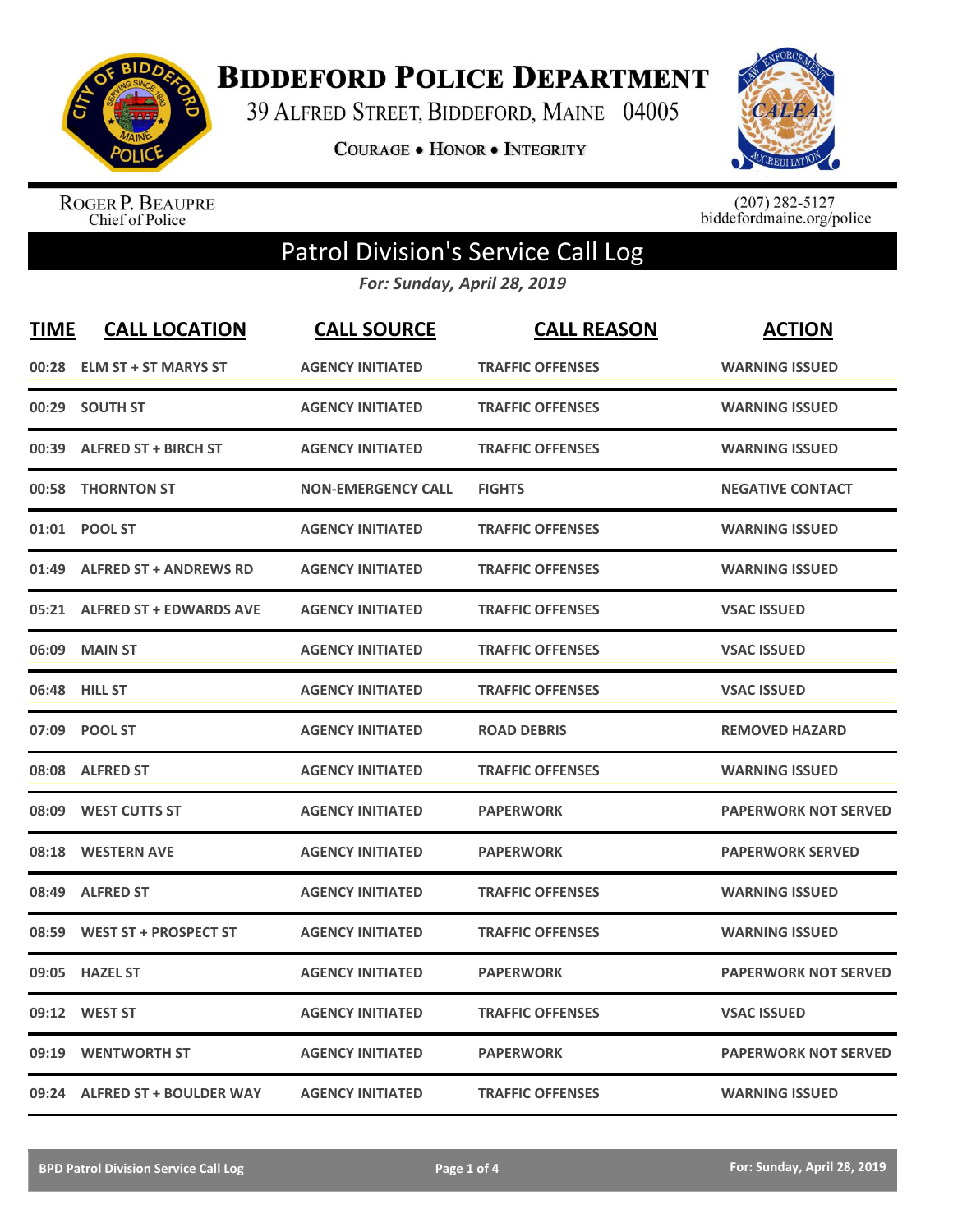# Biddeford Police Department

39 Alfred Street, Biddeford, Maine 04005

**Courage • Honor • Integrity**

Roger P. Beaupre
Chief of Police

(207) 282-5127
biddefordmaine.org/police

## Patrol Division's Service Call Log

*For: Sunday, April 28, 2019*

| TIME | CALL LOCATION | CALL SOURCE | CALL REASON | ACTION |
|---|---|---|---|---|
| 00:28 | ELM ST + ST MARYS ST | AGENCY INITIATED | TRAFFIC OFFENSES | WARNING ISSUED |
| 00:29 | SOUTH ST | AGENCY INITIATED | TRAFFIC OFFENSES | WARNING ISSUED |
| 00:39 | ALFRED ST + BIRCH ST | AGENCY INITIATED | TRAFFIC OFFENSES | WARNING ISSUED |
| 00:58 | THORNTON ST | NON-EMERGENCY CALL | FIGHTS | NEGATIVE CONTACT |
| 01:01 | POOL ST | AGENCY INITIATED | TRAFFIC OFFENSES | WARNING ISSUED |
| 01:49 | ALFRED ST + ANDREWS RD | AGENCY INITIATED | TRAFFIC OFFENSES | WARNING ISSUED |
| 05:21 | ALFRED ST + EDWARDS AVE | AGENCY INITIATED | TRAFFIC OFFENSES | VSAC ISSUED |
| 06:09 | MAIN ST | AGENCY INITIATED | TRAFFIC OFFENSES | VSAC ISSUED |
| 06:48 | HILL ST | AGENCY INITIATED | TRAFFIC OFFENSES | VSAC ISSUED |
| 07:09 | POOL ST | AGENCY INITIATED | ROAD DEBRIS | REMOVED HAZARD |
| 08:08 | ALFRED ST | AGENCY INITIATED | TRAFFIC OFFENSES | WARNING ISSUED |
| 08:09 | WEST CUTTS ST | AGENCY INITIATED | PAPERWORK | PAPERWORK NOT SERVED |
| 08:18 | WESTERN AVE | AGENCY INITIATED | PAPERWORK | PAPERWORK SERVED |
| 08:49 | ALFRED ST | AGENCY INITIATED | TRAFFIC OFFENSES | WARNING ISSUED |
| 08:59 | WEST ST + PROSPECT ST | AGENCY INITIATED | TRAFFIC OFFENSES | WARNING ISSUED |
| 09:05 | HAZEL ST | AGENCY INITIATED | PAPERWORK | PAPERWORK NOT SERVED |
| 09:12 | WEST ST | AGENCY INITIATED | TRAFFIC OFFENSES | VSAC ISSUED |
| 09:19 | WENTWORTH ST | AGENCY INITIATED | PAPERWORK | PAPERWORK NOT SERVED |
| 09:24 | ALFRED ST + BOULDER WAY | AGENCY INITIATED | TRAFFIC OFFENSES | WARNING ISSUED |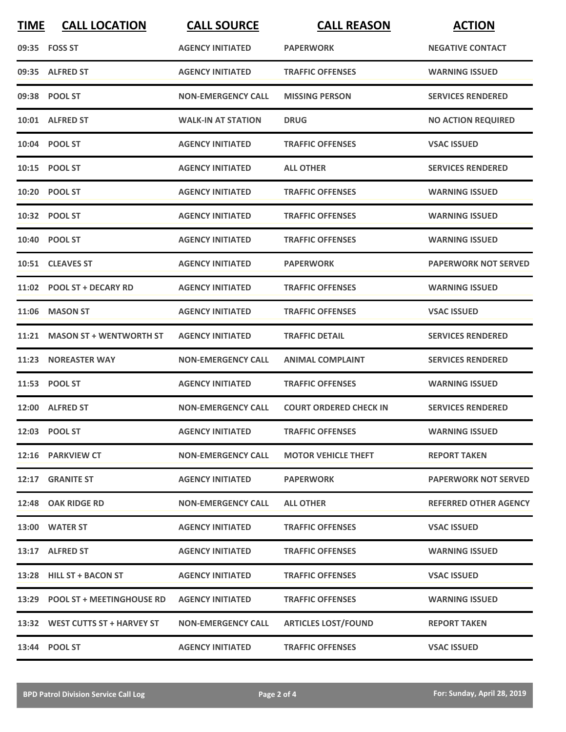| TIME | CALL LOCATION | CALL SOURCE | CALL REASON | ACTION |
|---|---|---|---|---|
| 09:35 | FOSS ST | AGENCY INITIATED | PAPERWORK | NEGATIVE CONTACT |
| 09:35 | ALFRED ST | AGENCY INITIATED | TRAFFIC OFFENSES | WARNING ISSUED |
| 09:38 | POOL ST | NON-EMERGENCY CALL | MISSING PERSON | SERVICES RENDERED |
| 10:01 | ALFRED ST | WALK-IN AT STATION | DRUG | NO ACTION REQUIRED |
| 10:04 | POOL ST | AGENCY INITIATED | TRAFFIC OFFENSES | VSAC ISSUED |
| 10:15 | POOL ST | AGENCY INITIATED | ALL OTHER | SERVICES RENDERED |
| 10:20 | POOL ST | AGENCY INITIATED | TRAFFIC OFFENSES | WARNING ISSUED |
| 10:32 | POOL ST | AGENCY INITIATED | TRAFFIC OFFENSES | WARNING ISSUED |
| 10:40 | POOL ST | AGENCY INITIATED | TRAFFIC OFFENSES | WARNING ISSUED |
| 10:51 | CLEAVES ST | AGENCY INITIATED | PAPERWORK | PAPERWORK NOT SERVED |
| 11:02 | POOL ST + DECARY RD | AGENCY INITIATED | TRAFFIC OFFENSES | WARNING ISSUED |
| 11:06 | MASON ST | AGENCY INITIATED | TRAFFIC OFFENSES | VSAC ISSUED |
| 11:21 | MASON ST + WENTWORTH ST | AGENCY INITIATED | TRAFFIC DETAIL | SERVICES RENDERED |
| 11:23 | NOREASTER WAY | NON-EMERGENCY CALL | ANIMAL COMPLAINT | SERVICES RENDERED |
| 11:53 | POOL ST | AGENCY INITIATED | TRAFFIC OFFENSES | WARNING ISSUED |
| 12:00 | ALFRED ST | NON-EMERGENCY CALL | COURT ORDERED CHECK IN | SERVICES RENDERED |
| 12:03 | POOL ST | AGENCY INITIATED | TRAFFIC OFFENSES | WARNING ISSUED |
| 12:16 | PARKVIEW CT | NON-EMERGENCY CALL | MOTOR VEHICLE THEFT | REPORT TAKEN |
| 12:17 | GRANITE ST | AGENCY INITIATED | PAPERWORK | PAPERWORK NOT SERVED |
| 12:48 | OAK RIDGE RD | NON-EMERGENCY CALL | ALL OTHER | REFERRED OTHER AGENCY |
| 13:00 | WATER ST | AGENCY INITIATED | TRAFFIC OFFENSES | VSAC ISSUED |
| 13:17 | ALFRED ST | AGENCY INITIATED | TRAFFIC OFFENSES | WARNING ISSUED |
| 13:28 | HILL ST + BACON ST | AGENCY INITIATED | TRAFFIC OFFENSES | VSAC ISSUED |
| 13:29 | POOL ST + MEETINGHOUSE RD | AGENCY INITIATED | TRAFFIC OFFENSES | WARNING ISSUED |
| 13:32 | WEST CUTTS ST + HARVEY ST | NON-EMERGENCY CALL | ARTICLES LOST/FOUND | REPORT TAKEN |
| 13:44 | POOL ST | AGENCY INITIATED | TRAFFIC OFFENSES | VSAC ISSUED |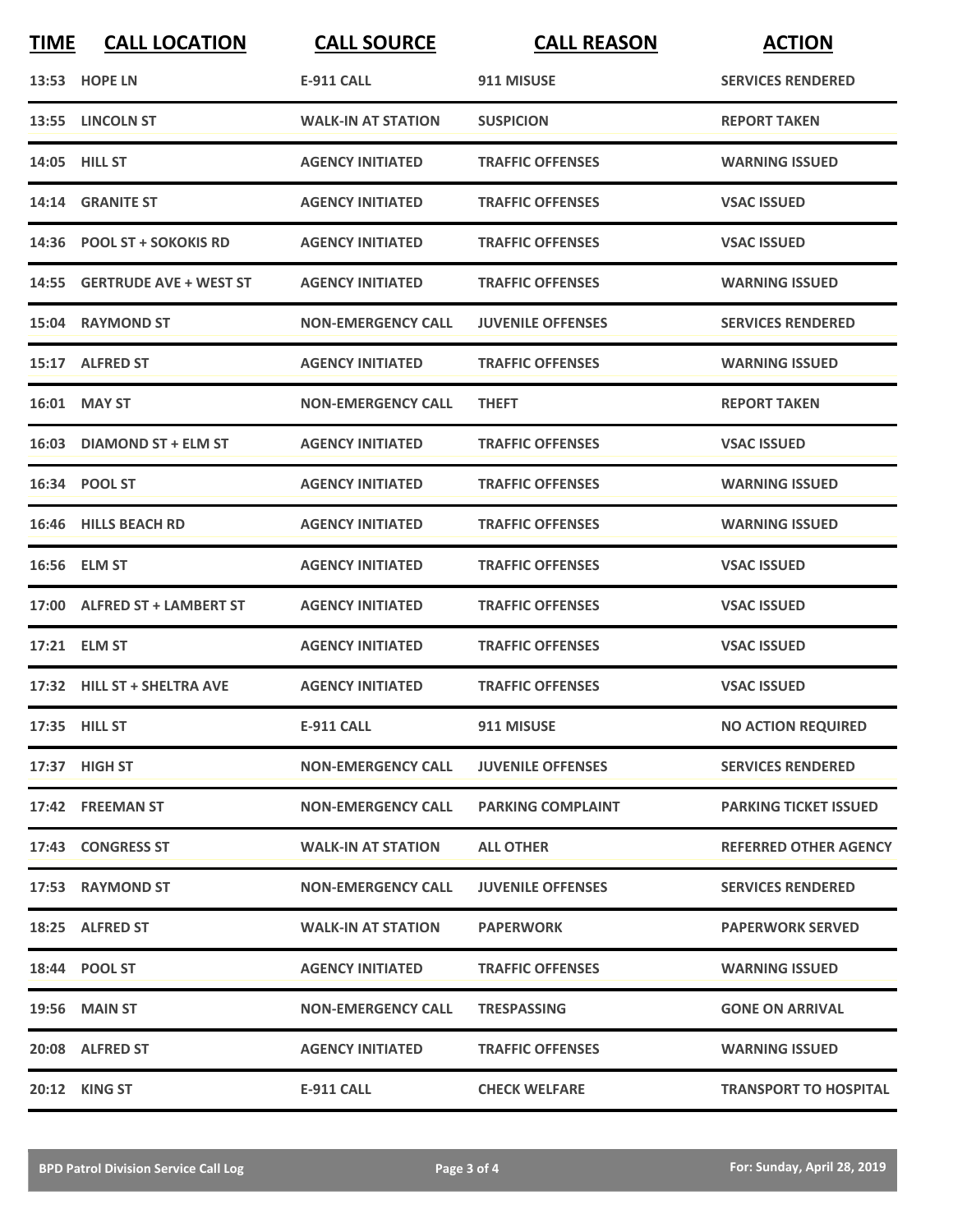| TIME | CALL LOCATION | CALL SOURCE | CALL REASON | ACTION |
|---|---|---|---|---|
| 13:53 | HOPE LN | E-911 CALL | 911 MISUSE | SERVICES RENDERED |
| 13:55 | LINCOLN ST | WALK-IN AT STATION | SUSPICION | REPORT TAKEN |
| 14:05 | HILL ST | AGENCY INITIATED | TRAFFIC OFFENSES | WARNING ISSUED |
| 14:14 | GRANITE ST | AGENCY INITIATED | TRAFFIC OFFENSES | VSAC ISSUED |
| 14:36 | POOL ST + SOKOKIS RD | AGENCY INITIATED | TRAFFIC OFFENSES | VSAC ISSUED |
| 14:55 | GERTRUDE AVE + WEST ST | AGENCY INITIATED | TRAFFIC OFFENSES | WARNING ISSUED |
| 15:04 | RAYMOND ST | NON-EMERGENCY CALL | JUVENILE OFFENSES | SERVICES RENDERED |
| 15:17 | ALFRED ST | AGENCY INITIATED | TRAFFIC OFFENSES | WARNING ISSUED |
| 16:01 | MAY ST | NON-EMERGENCY CALL | THEFT | REPORT TAKEN |
| 16:03 | DIAMOND ST + ELM ST | AGENCY INITIATED | TRAFFIC OFFENSES | VSAC ISSUED |
| 16:34 | POOL ST | AGENCY INITIATED | TRAFFIC OFFENSES | WARNING ISSUED |
| 16:46 | HILLS BEACH RD | AGENCY INITIATED | TRAFFIC OFFENSES | WARNING ISSUED |
| 16:56 | ELM ST | AGENCY INITIATED | TRAFFIC OFFENSES | VSAC ISSUED |
| 17:00 | ALFRED ST + LAMBERT ST | AGENCY INITIATED | TRAFFIC OFFENSES | VSAC ISSUED |
| 17:21 | ELM ST | AGENCY INITIATED | TRAFFIC OFFENSES | VSAC ISSUED |
| 17:32 | HILL ST + SHELTRA AVE | AGENCY INITIATED | TRAFFIC OFFENSES | VSAC ISSUED |
| 17:35 | HILL ST | E-911 CALL | 911 MISUSE | NO ACTION REQUIRED |
| 17:37 | HIGH ST | NON-EMERGENCY CALL | JUVENILE OFFENSES | SERVICES RENDERED |
| 17:42 | FREEMAN ST | NON-EMERGENCY CALL | PARKING COMPLAINT | PARKING TICKET ISSUED |
| 17:43 | CONGRESS ST | WALK-IN AT STATION | ALL OTHER | REFERRED OTHER AGENCY |
| 17:53 | RAYMOND ST | NON-EMERGENCY CALL | JUVENILE OFFENSES | SERVICES RENDERED |
| 18:25 | ALFRED ST | WALK-IN AT STATION | PAPERWORK | PAPERWORK SERVED |
| 18:44 | POOL ST | AGENCY INITIATED | TRAFFIC OFFENSES | WARNING ISSUED |
| 19:56 | MAIN ST | NON-EMERGENCY CALL | TRESPASSING | GONE ON ARRIVAL |
| 20:08 | ALFRED ST | AGENCY INITIATED | TRAFFIC OFFENSES | WARNING ISSUED |
| 20:12 | KING ST | E-911 CALL | CHECK WELFARE | TRANSPORT TO HOSPITAL |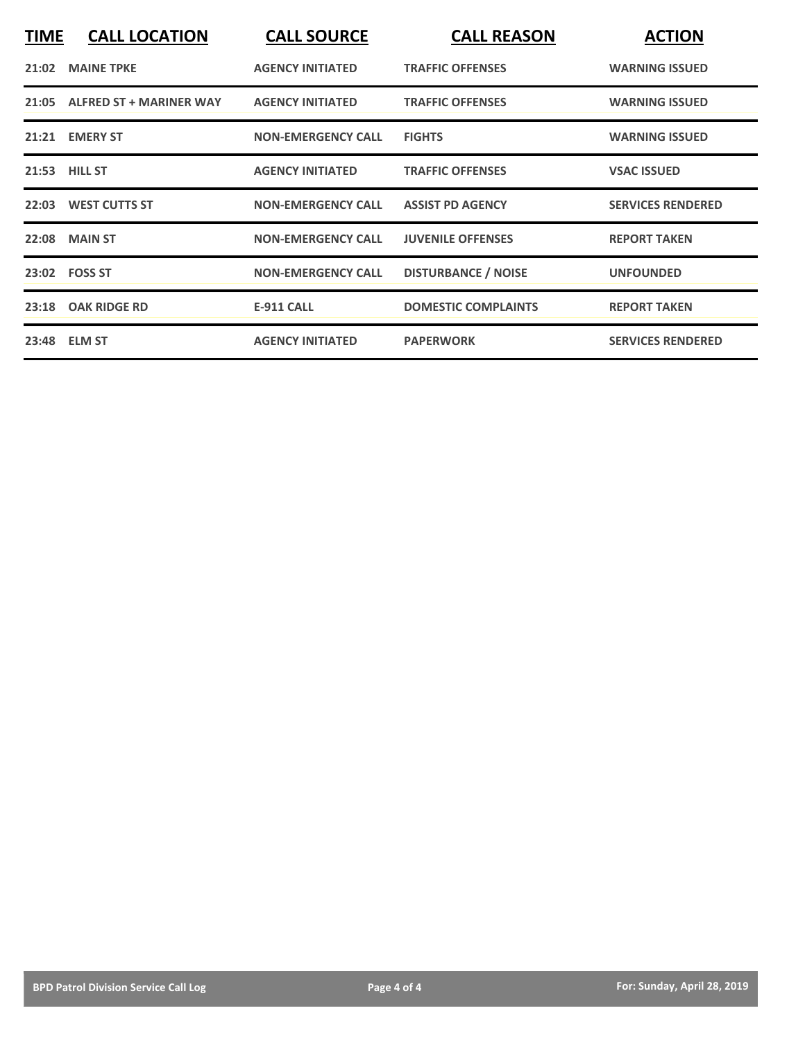| TIME | CALL LOCATION | CALL SOURCE | CALL REASON | ACTION |
|---|---|---|---|---|
| 21:02 | MAINE TPKE | AGENCY INITIATED | TRAFFIC OFFENSES | WARNING ISSUED |
| 21:05 | ALFRED ST + MARINER WAY | AGENCY INITIATED | TRAFFIC OFFENSES | WARNING ISSUED |
| 21:21 | EMERY ST | NON-EMERGENCY CALL | FIGHTS | WARNING ISSUED |
| 21:53 | HILL ST | AGENCY INITIATED | TRAFFIC OFFENSES | VSAC ISSUED |
| 22:03 | WEST CUTTS ST | NON-EMERGENCY CALL | ASSIST PD AGENCY | SERVICES RENDERED |
| 22:08 | MAIN ST | NON-EMERGENCY CALL | JUVENILE OFFENSES | REPORT TAKEN |
| 23:02 | FOSS ST | NON-EMERGENCY CALL | DISTURBANCE / NOISE | UNFOUNDED |
| 23:18 | OAK RIDGE RD | E-911 CALL | DOMESTIC COMPLAINTS | REPORT TAKEN |
| 23:48 | ELM ST | AGENCY INITIATED | PAPERWORK | SERVICES RENDERED |